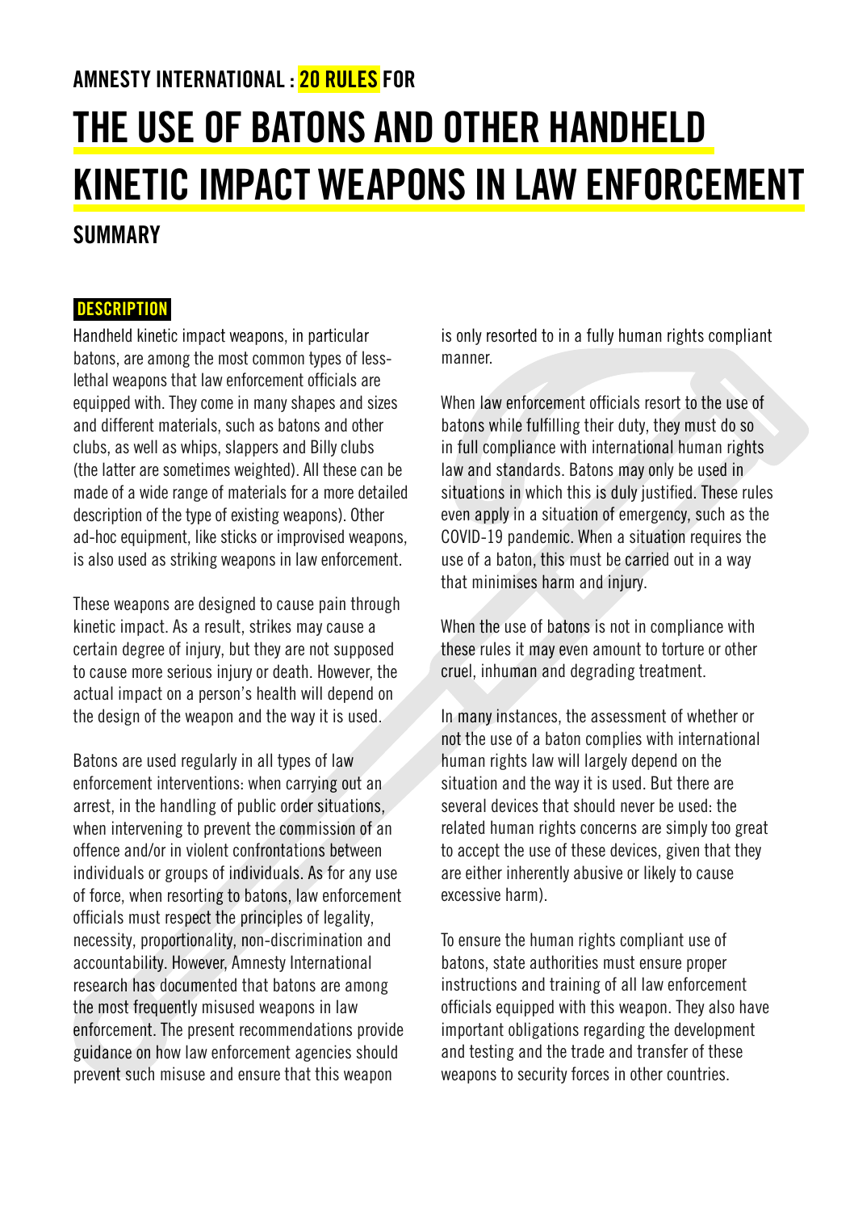AMNESTY INTERNATIONAL : 20 RULES FOR

# THE USE OF BATONS AND OTHER HANDHELD KINETIC IMPACT WEAPONS IN LAW ENFORCEMENT

## SUMMARY

### DESCRIPTION

Handheld kinetic impact weapons, in particular batons, are among the most common types of less-lethal weapons that law enforcement officials are equipped with. They come in many shapes and sizes and different materials, such as batons and other clubs, as well as whips, slappers and Billy clubs (the latter are sometimes weighted). All these can be made of a wide range of materials for a more detailed description of the type of existing weapons). Other ad-hoc equipment, like sticks or improvised weapons, is also used as striking weapons in law enforcement.

These weapons are designed to cause pain through kinetic impact. As a result, strikes may cause a certain degree of injury, but they are not supposed to cause more serious injury or death. However, the actual impact on a person's health will depend on the design of the weapon and the way it is used.

Batons are used regularly in all types of law enforcement interventions: when carrying out an arrest, in the handling of public order situations, when intervening to prevent the commission of an offence and/or in violent confrontations between individuals or groups of individuals. As for any use of force, when resorting to batons, law enforcement officials must respect the principles of legality, necessity, proportionality, non-discrimination and accountability. However, Amnesty International research has documented that batons are among the most frequently misused weapons in law enforcement. The present recommendations provide guidance on how law enforcement agencies should prevent such misuse and ensure that this weapon is only resorted to in a fully human rights compliant manner.

When law enforcement officials resort to the use of batons while fulfilling their duty, they must do so in full compliance with international human rights law and standards. Batons may only be used in situations in which this is duly justified. These rules even apply in a situation of emergency, such as the COVID-19 pandemic. When a situation requires the use of a baton, this must be carried out in a way that minimises harm and injury.

When the use of batons is not in compliance with these rules it may even amount to torture or other cruel, inhuman and degrading treatment.

In many instances, the assessment of whether or not the use of a baton complies with international human rights law will largely depend on the situation and the way it is used. But there are several devices that should never be used: the related human rights concerns are simply too great to accept the use of these devices, given that they are either inherently abusive or likely to cause excessive harm).

To ensure the human rights compliant use of batons, state authorities must ensure proper instructions and training of all law enforcement officials equipped with this weapon. They also have important obligations regarding the development and testing and the trade and transfer of these weapons to security forces in other countries.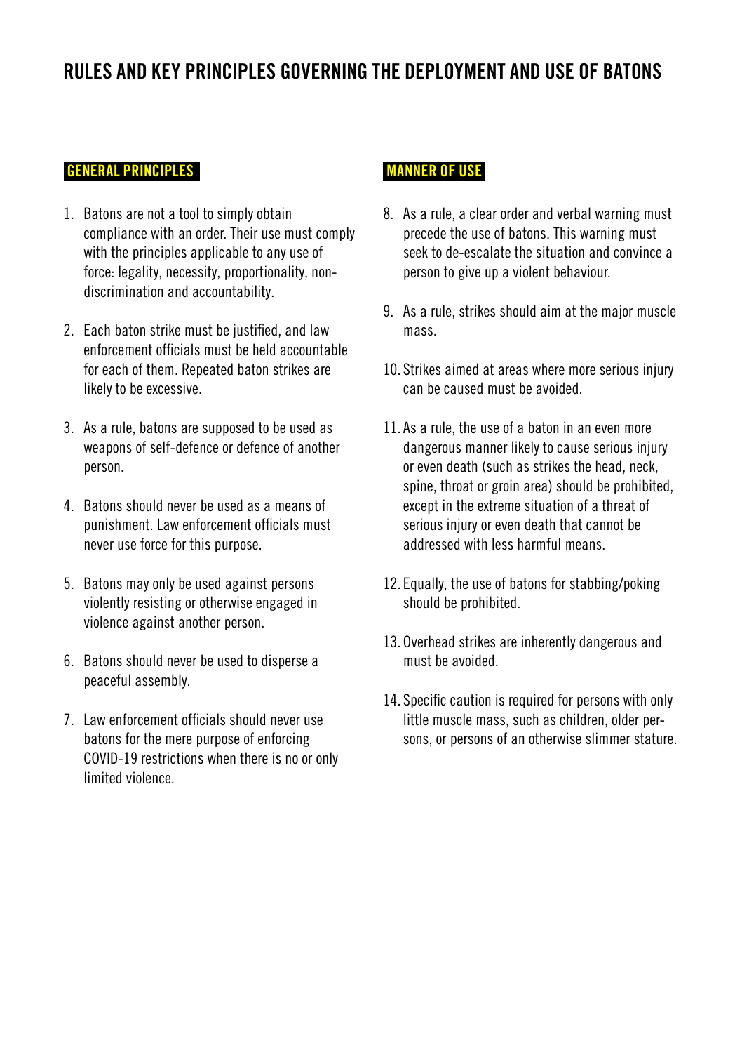# RULES AND KEY PRINCIPLES GOVERNING THE DEPLOYMENT AND USE OF BATONS

## GENERAL PRINCIPLES

1. Batons are not a tool to simply obtain compliance with an order. Their use must comply with the principles applicable to any use of force: legality, necessity, proportionality, non-discrimination and accountability.

2. Each baton strike must be justified, and law enforcement officials must be held accountable for each of them. Repeated baton strikes are likely to be excessive.

3. As a rule, batons are supposed to be used as weapons of self-defence or defence of another person.

4. Batons should never be used as a means of punishment. Law enforcement officials must never use force for this purpose.

5. Batons may only be used against persons violently resisting or otherwise engaged in violence against another person.

6. Batons should never be used to disperse a peaceful assembly.

7. Law enforcement officials should never use batons for the mere purpose of enforcing COVID-19 restrictions when there is no or only limited violence.

## MANNER OF USE

8. As a rule, a clear order and verbal warning must precede the use of batons. This warning must seek to de-escalate the situation and convince a person to give up a violent behaviour.

9. As a rule, strikes should aim at the major muscle mass.

10. Strikes aimed at areas where more serious injury can be caused must be avoided.

11. As a rule, the use of a baton in an even more dangerous manner likely to cause serious injury or even death (such as strikes the head, neck, spine, throat or groin area) should be prohibited, except in the extreme situation of a threat of serious injury or even death that cannot be addressed with less harmful means.

12. Equally, the use of batons for stabbing/poking should be prohibited.

13. Overhead strikes are inherently dangerous and must be avoided.

14. Specific caution is required for persons with only little muscle mass, such as children, older persons, or persons of an otherwise slimmer stature.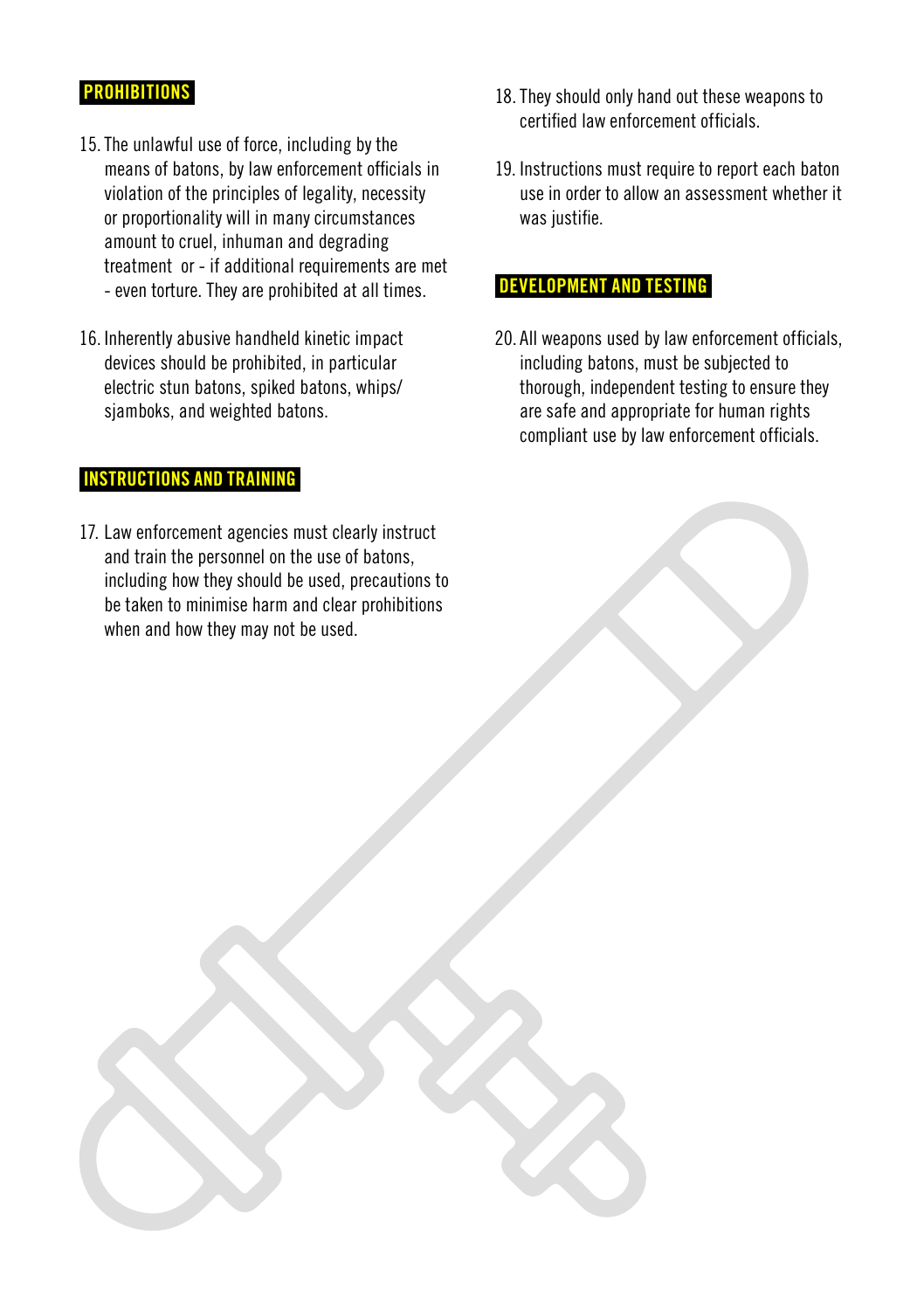## PROHIBITIONS

15. The unlawful use of force, including by the means of batons, by law enforcement officials in violation of the principles of legality, necessity or proportionality will in many circumstances amount to cruel, inhuman and degrading treatment or - if additional requirements are met - even torture. They are prohibited at all times.

16. Inherently abusive handheld kinetic impact devices should be prohibited, in particular electric stun batons, spiked batons, whips/ sjamboks, and weighted batons.

## INSTRUCTIONS AND TRAINING

17. Law enforcement agencies must clearly instruct and train the personnel on the use of batons, including how they should be used, precautions to be taken to minimise harm and clear prohibitions when and how they may not be used.

18. They should only hand out these weapons to certified law enforcement officials.

19. Instructions must require to report each baton use in order to allow an assessment whether it was justifie.

## DEVELOPMENT AND TESTING

20. All weapons used by law enforcement officials, including batons, must be subjected to thorough, independent testing to ensure they are safe and appropriate for human rights compliant use by law enforcement officials.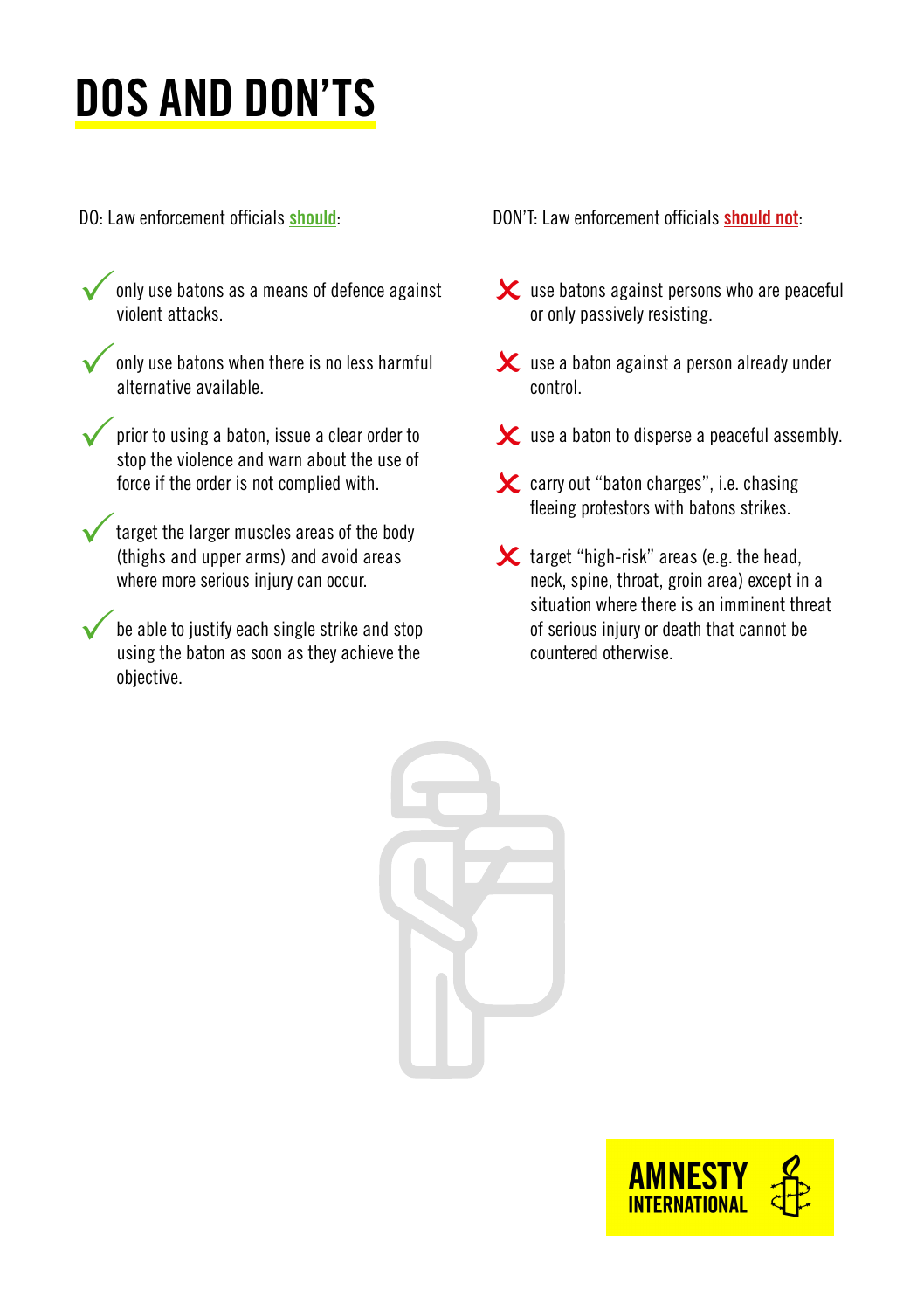# DOS AND DON'TS

DO: Law enforcement officials **should**:

- ✓ only use batons as a means of defence against violent attacks.
- ✓ only use batons when there is no less harmful alternative available.
- ✓ prior to using a baton, issue a clear order to stop the violence and warn about the use of force if the order is not complied with.
- ✓ target the larger muscles areas of the body (thighs and upper arms) and avoid areas where more serious injury can occur.
- ✓ be able to justify each single strike and stop using the baton as soon as they achieve the objective.

DON'T: Law enforcement officials **should not**:

- ✗ use batons against persons who are peaceful or only passively resisting.
- ✗ use a baton against a person already under control.
- ✗ use a baton to disperse a peaceful assembly.
- ✗ carry out "baton charges", i.e. chasing fleeing protestors with batons strikes.
- ✗ target "high-risk" areas (e.g. the head, neck, spine, throat, groin area) except in a situation where there is an imminent threat of serious injury or death that cannot be countered otherwise.

AMNESTY INTERNATIONAL